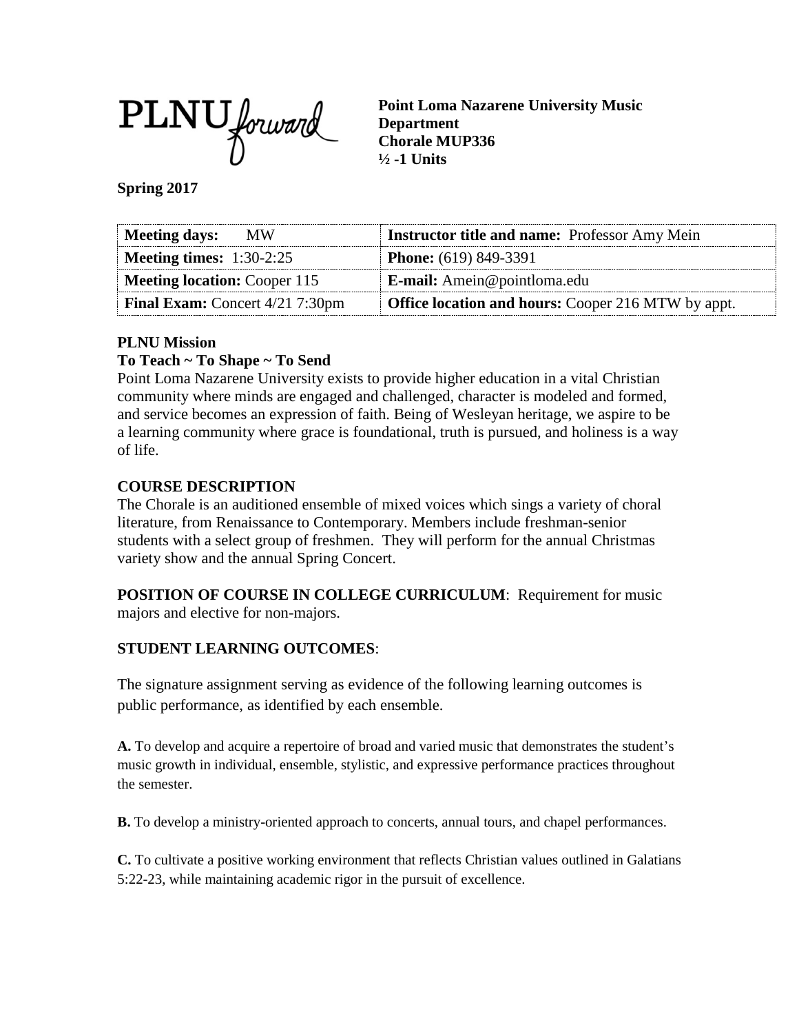PLNU forward

**Point Loma Nazarene University Music Department**
**Chorale MUP336**
**½ -1 Units**

**Spring 2017**

| **Meeting days:** MW | **Instructor title and name:** Professor Amy Mein |
|---|---|
| **Meeting times:** 1:30-2:25 | **Phone:** (619) 849-3391 |
| **Meeting location:** Cooper 115 | **E-mail:** Amein@pointloma.edu |
| **Final Exam:** Concert 4/21 7:30pm | **Office location and hours:** Cooper 216 MTW by appt. |

**PLNU Mission**

**To Teach ~ To Shape ~ To Send**

Point Loma Nazarene University exists to provide higher education in a vital Christian community where minds are engaged and challenged, character is modeled and formed, and service becomes an expression of faith. Being of Wesleyan heritage, we aspire to be a learning community where grace is foundational, truth is pursued, and holiness is a way of life.

**COURSE DESCRIPTION**

The Chorale is an auditioned ensemble of mixed voices which sings a variety of choral literature, from Renaissance to Contemporary. Members include freshman-senior students with a select group of freshmen. They will perform for the annual Christmas variety show and the annual Spring Concert.

**POSITION OF COURSE IN COLLEGE CURRICULUM**: Requirement for music majors and elective for non-majors.

**STUDENT LEARNING OUTCOMES**:

The signature assignment serving as evidence of the following learning outcomes is public performance, as identified by each ensemble.

**A.** To develop and acquire a repertoire of broad and varied music that demonstrates the student's music growth in individual, ensemble, stylistic, and expressive performance practices throughout the semester.

**B.** To develop a ministry-oriented approach to concerts, annual tours, and chapel performances.

**C.** To cultivate a positive working environment that reflects Christian values outlined in Galatians 5:22-23, while maintaining academic rigor in the pursuit of excellence.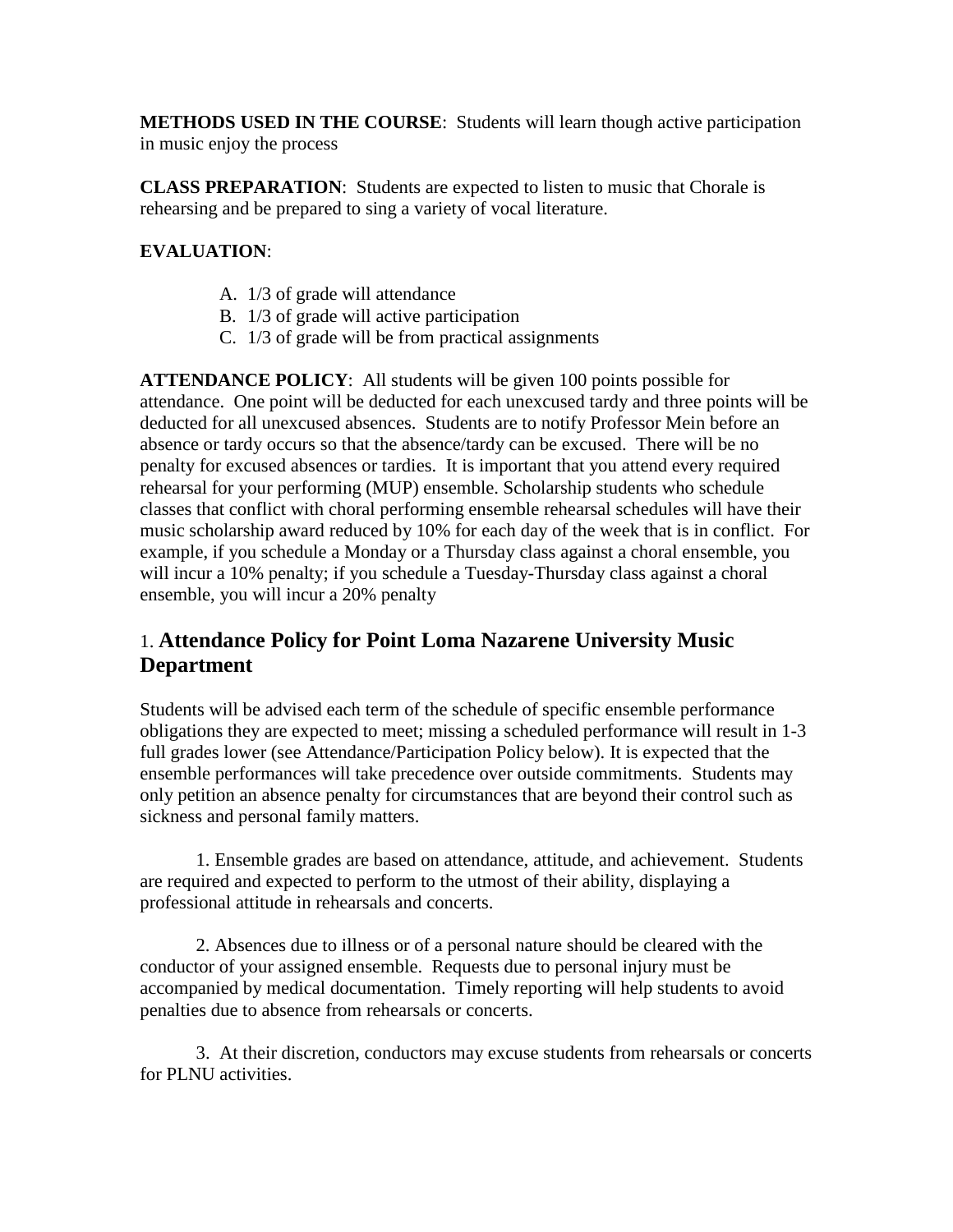**METHODS USED IN THE COURSE**: Students will learn though active participation in music enjoy the process

**CLASS PREPARATION**: Students are expected to listen to music that Chorale is rehearsing and be prepared to sing a variety of vocal literature.

**EVALUATION**:

A. 1/3 of grade will attendance
B. 1/3 of grade will active participation
C. 1/3 of grade will be from practical assignments

**ATTENDANCE POLICY**: All students will be given 100 points possible for attendance. One point will be deducted for each unexcused tardy and three points will be deducted for all unexcused absences. Students are to notify Professor Mein before an absence or tardy occurs so that the absence/tardy can be excused. There will be no penalty for excused absences or tardies. It is important that you attend every required rehearsal for your performing (MUP) ensemble. Scholarship students who schedule classes that conflict with choral performing ensemble rehearsal schedules will have their music scholarship award reduced by 10% for each day of the week that is in conflict. For example, if you schedule a Monday or a Thursday class against a choral ensemble, you will incur a 10% penalty; if you schedule a Tuesday-Thursday class against a choral ensemble, you will incur a 20% penalty

## 1. **Attendance Policy for Point Loma Nazarene University Music Department**

Students will be advised each term of the schedule of specific ensemble performance obligations they are expected to meet; missing a scheduled performance will result in 1-3 full grades lower (see Attendance/Participation Policy below). It is expected that the ensemble performances will take precedence over outside commitments. Students may only petition an absence penalty for circumstances that are beyond their control such as sickness and personal family matters.

1. Ensemble grades are based on attendance, attitude, and achievement. Students are required and expected to perform to the utmost of their ability, displaying a professional attitude in rehearsals and concerts.

2. Absences due to illness or of a personal nature should be cleared with the conductor of your assigned ensemble. Requests due to personal injury must be accompanied by medical documentation. Timely reporting will help students to avoid penalties due to absence from rehearsals or concerts.

3. At their discretion, conductors may excuse students from rehearsals or concerts for PLNU activities.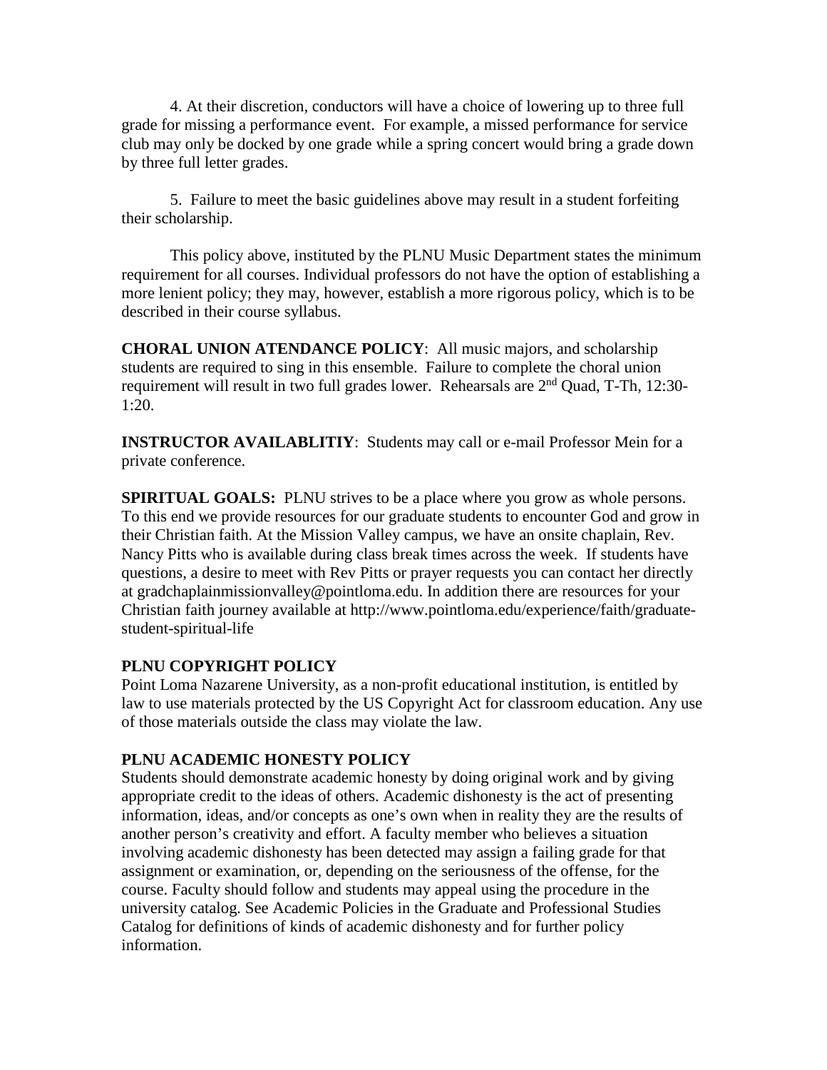4. At their discretion, conductors will have a choice of lowering up to three full grade for missing a performance event. For example, a missed performance for service club may only be docked by one grade while a spring concert would bring a grade down by three full letter grades.

5. Failure to meet the basic guidelines above may result in a student forfeiting their scholarship.

This policy above, instituted by the PLNU Music Department states the minimum requirement for all courses. Individual professors do not have the option of establishing a more lenient policy; they may, however, establish a more rigorous policy, which is to be described in their course syllabus.

**CHORAL UNION ATENDANCE POLICY**: All music majors, and scholarship students are required to sing in this ensemble. Failure to complete the choral union requirement will result in two full grades lower. Rehearsals are 2nd Quad, T-Th, 12:30-1:20.

**INSTRUCTOR AVAILABLITIY**: Students may call or e-mail Professor Mein for a private conference.

**SPIRITUAL GOALS:** PLNU strives to be a place where you grow as whole persons. To this end we provide resources for our graduate students to encounter God and grow in their Christian faith. At the Mission Valley campus, we have an onsite chaplain, Rev. Nancy Pitts who is available during class break times across the week. If students have questions, a desire to meet with Rev Pitts or prayer requests you can contact her directly at gradchaplainmissionvalley@pointloma.edu. In addition there are resources for your Christian faith journey available at http://www.pointloma.edu/experience/faith/graduate-student-spiritual-life

**PLNU COPYRIGHT POLICY**

Point Loma Nazarene University, as a non-profit educational institution, is entitled by law to use materials protected by the US Copyright Act for classroom education. Any use of those materials outside the class may violate the law.

**PLNU ACADEMIC HONESTY POLICY**

Students should demonstrate academic honesty by doing original work and by giving appropriate credit to the ideas of others. Academic dishonesty is the act of presenting information, ideas, and/or concepts as one's own when in reality they are the results of another person's creativity and effort. A faculty member who believes a situation involving academic dishonesty has been detected may assign a failing grade for that assignment or examination, or, depending on the seriousness of the offense, for the course. Faculty should follow and students may appeal using the procedure in the university catalog. See Academic Policies in the Graduate and Professional Studies Catalog for definitions of kinds of academic dishonesty and for further policy information.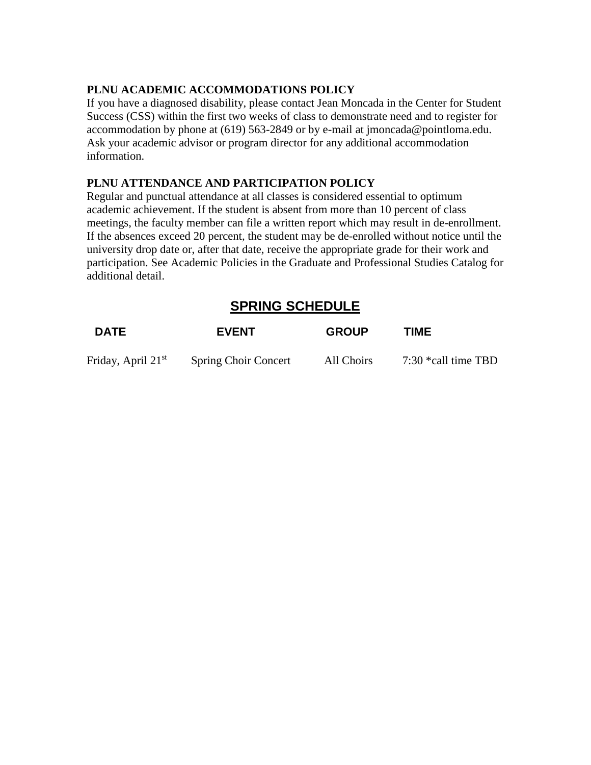**PLNU ACADEMIC ACCOMMODATIONS POLICY**
If you have a diagnosed disability, please contact Jean Moncada in the Center for Student Success (CSS) within the first two weeks of class to demonstrate need and to register for accommodation by phone at (619) 563-2849 or by e-mail at jmoncada@pointloma.edu. Ask your academic advisor or program director for any additional accommodation information.

**PLNU ATTENDANCE AND PARTICIPATION POLICY**
Regular and punctual attendance at all classes is considered essential to optimum academic achievement. If the student is absent from more than 10 percent of class meetings, the faculty member can file a written report which may result in de-enrollment. If the absences exceed 20 percent, the student may be de-enrolled without notice until the university drop date or, after that date, receive the appropriate grade for their work and participation. See Academic Policies in the Graduate and Professional Studies Catalog for additional detail.

## SPRING SCHEDULE

| DATE | EVENT | GROUP | TIME |
|---|---|---|---|
| Friday, April 21st | Spring Choir Concert | All Choirs | 7:30 *call time TBD |